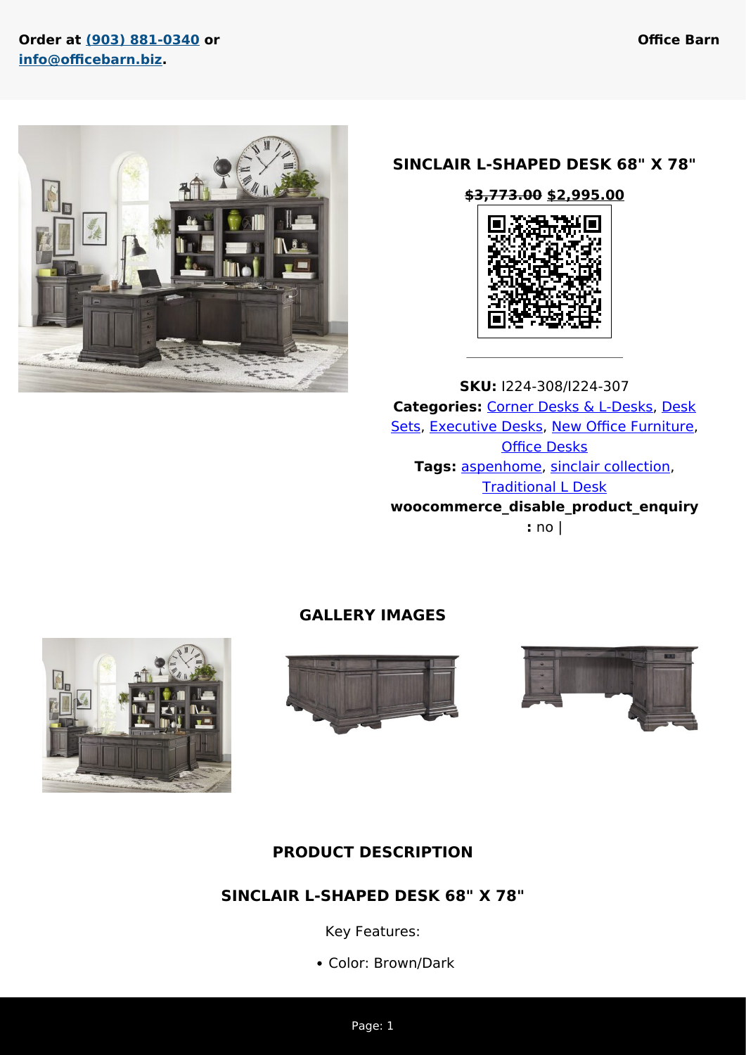Order at (903) 881-0340 or info@officebarn.biz.

Office Barn

## SINCLAIR L-SHAPED DESK 68" X 78"

~~$3,773.00~~ $2,995.00

**SKU:** I224-308/I224-307
**Categories:** Corner Desks & L-Desks, Desk Sets, Executive Desks, New Office Furniture, Office Desks
**Tags:** aspenhome, sinclair collection, Traditional L Desk
**woocommerce_disable_product_enquiry:** no |

## GALLERY IMAGES

## PRODUCT DESCRIPTION

### SINCLAIR L-SHAPED DESK 68" X 78"

Key Features:

- Color: Brown/Dark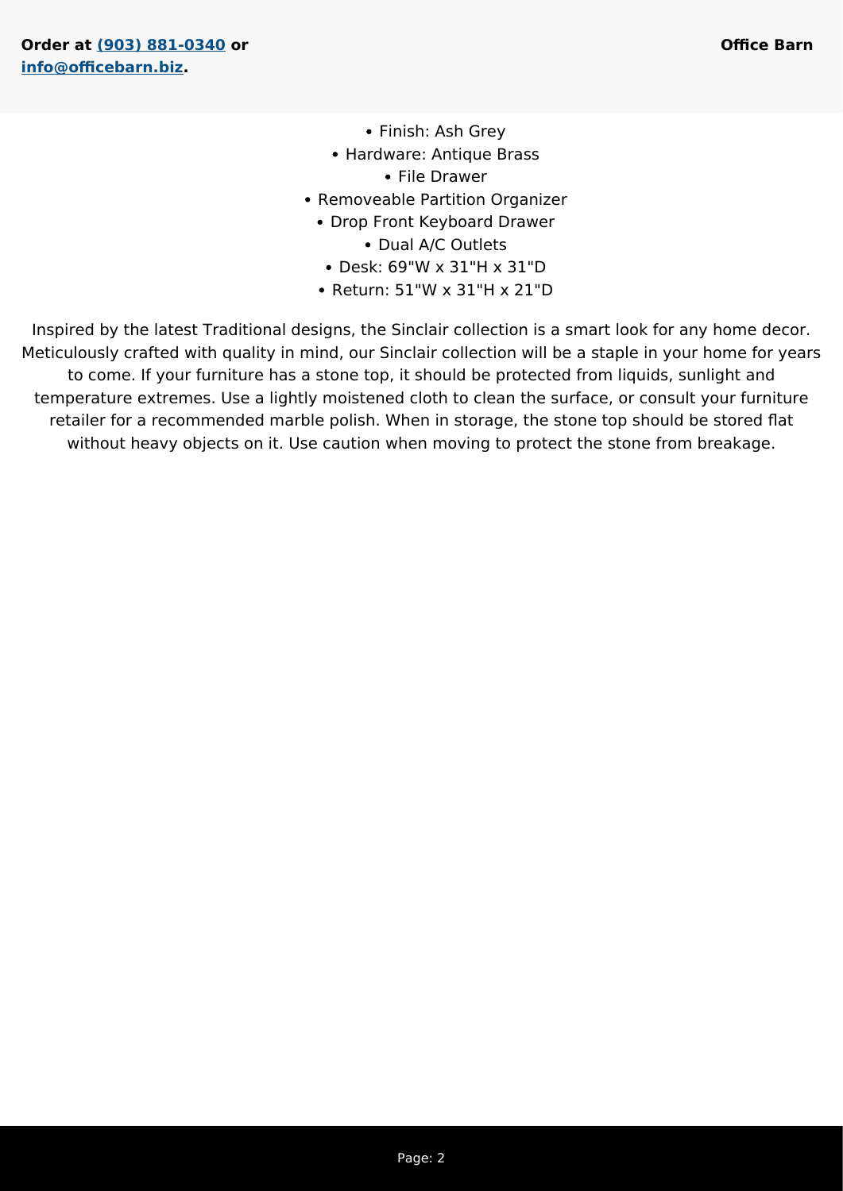- Finish: Ash Grey
- Hardware: Antique Brass
- File Drawer
- Removeable Partition Organizer
- Drop Front Keyboard Drawer
- Dual A/C Outlets
- Desk: 69"W x 31"H x 31"D
- Return: 51"W x 31"H x 21"D

Inspired by the latest Traditional designs, the Sinclair collection is a smart look for any home decor. Meticulously crafted with quality in mind, our Sinclair collection will be a staple in your home for years to come. If your furniture has a stone top, it should be protected from liquids, sunlight and temperature extremes. Use a lightly moistened cloth to clean the surface, or consult your furniture retailer for a recommended marble polish. When in storage, the stone top should be stored flat without heavy objects on it. Use caution when moving to protect the stone from breakage.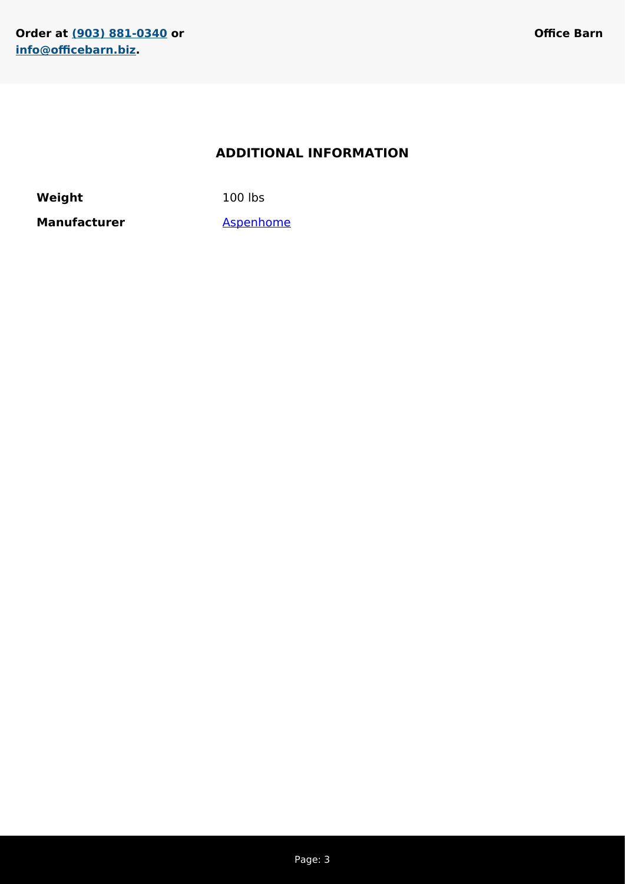## ADDITIONAL INFORMATION

| | |
|---|---|
| **Weight** | 100 lbs |
| **Manufacturer** | Aspenhome |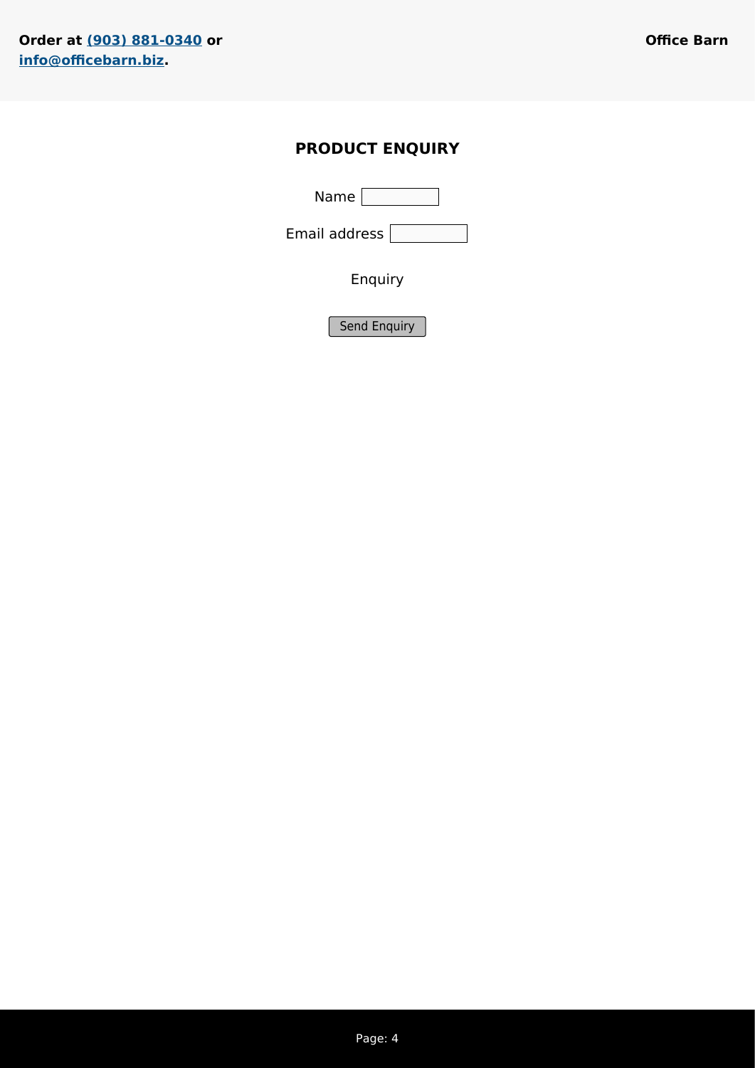**Order at (903) 881-0340 or info@officebarn.biz.**

**Office Barn**

## PRODUCT ENQUIRY

Name

Email address

Enquiry

Send Enquiry